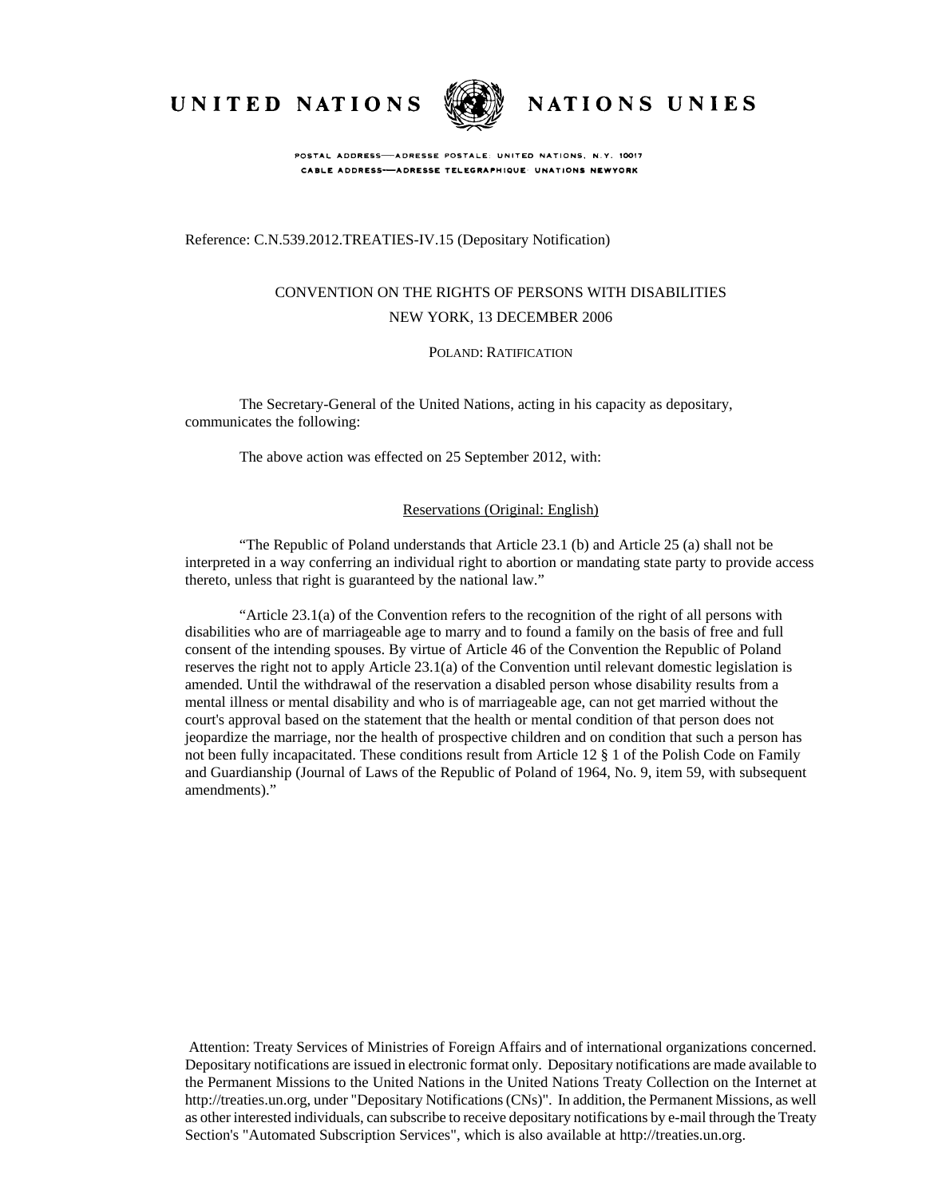UNITED NATIONS NATIONS UNIES

POSTAL ADDRESS—ADRESSE POSTALE: UNITED NATIONS, N.Y. 10017
CABLE ADDRESS—ADRESSE TELEGRAPHIQUE: UNATIONS NEWYORK

Reference: C.N.539.2012.TREATIES-IV.15 (Depositary Notification)

CONVENTION ON THE RIGHTS OF PERSONS WITH DISABILITIES
NEW YORK, 13 DECEMBER 2006

POLAND: RATIFICATION

The Secretary-General of the United Nations, acting in his capacity as depositary, communicates the following:

The above action was effected on 25 September 2012, with:

Reservations (Original: English)

"The Republic of Poland understands that Article 23.1 (b) and Article 25 (a) shall not be interpreted in a way conferring an individual right to abortion or mandating state party to provide access thereto, unless that right is guaranteed by the national law."

"Article 23.1(a) of the Convention refers to the recognition of the right of all persons with disabilities who are of marriageable age to marry and to found a family on the basis of free and full consent of the intending spouses. By virtue of Article 46 of the Convention the Republic of Poland reserves the right not to apply Article 23.1(a) of the Convention until relevant domestic legislation is amended. Until the withdrawal of the reservation a disabled person whose disability results from a mental illness or mental disability and who is of marriageable age, can not get married without the court's approval based on the statement that the health or mental condition of that person does not jeopardize the marriage, nor the health of prospective children and on condition that such a person has not been fully incapacitated. These conditions result from Article 12 § 1 of the Polish Code on Family and Guardianship (Journal of Laws of the Republic of Poland of 1964, No. 9, item 59, with subsequent amendments)."

Attention: Treaty Services of Ministries of Foreign Affairs and of international organizations concerned. Depositary notifications are issued in electronic format only. Depositary notifications are made available to the Permanent Missions to the United Nations in the United Nations Treaty Collection on the Internet at http://treaties.un.org, under "Depositary Notifications (CNs)". In addition, the Permanent Missions, as well as other interested individuals, can subscribe to receive depositary notifications by e-mail through the Treaty Section's "Automated Subscription Services", which is also available at http://treaties.un.org.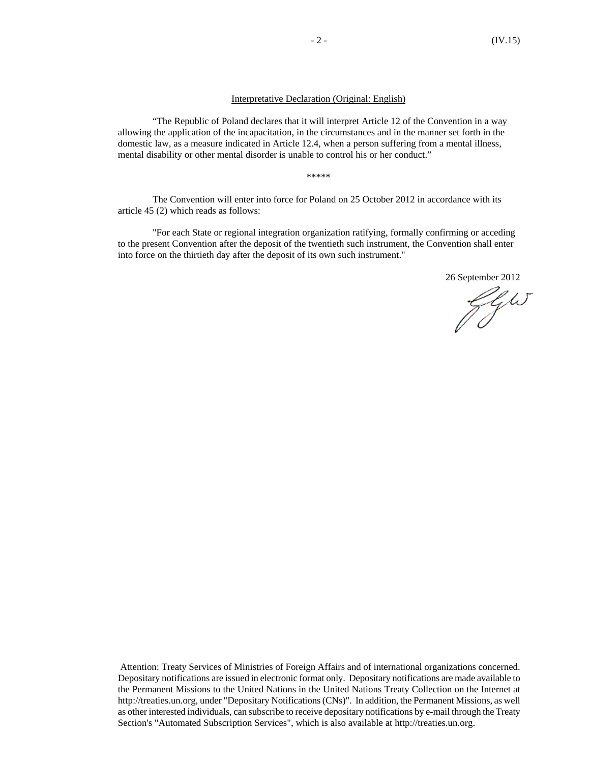<u>Interpretative Declaration (Original: English)</u>

"The Republic of Poland declares that it will interpret Article 12 of the Convention in a way allowing the application of the incapacitation, in the circumstances and in the manner set forth in the domestic law, as a measure indicated in Article 12.4, when a person suffering from a mental illness, mental disability or other mental disorder is unable to control his or her conduct."

\*\*\*\*\*

The Convention will enter into force for Poland on 25 October 2012 in accordance with its article 45 (2) which reads as follows:

"For each State or regional integration organization ratifying, formally confirming or acceding to the present Convention after the deposit of the twentieth such instrument, the Convention shall enter into force on the thirtieth day after the deposit of its own such instrument."

26 September 2012

Attention: Treaty Services of Ministries of Foreign Affairs and of international organizations concerned. Depositary notifications are issued in electronic format only. Depositary notifications are made available to the Permanent Missions to the United Nations in the United Nations Treaty Collection on the Internet at http://treaties.un.org, under "Depositary Notifications (CNs)". In addition, the Permanent Missions, as well as other interested individuals, can subscribe to receive depositary notifications by e-mail through the Treaty Section's "Automated Subscription Services", which is also available at http://treaties.un.org.